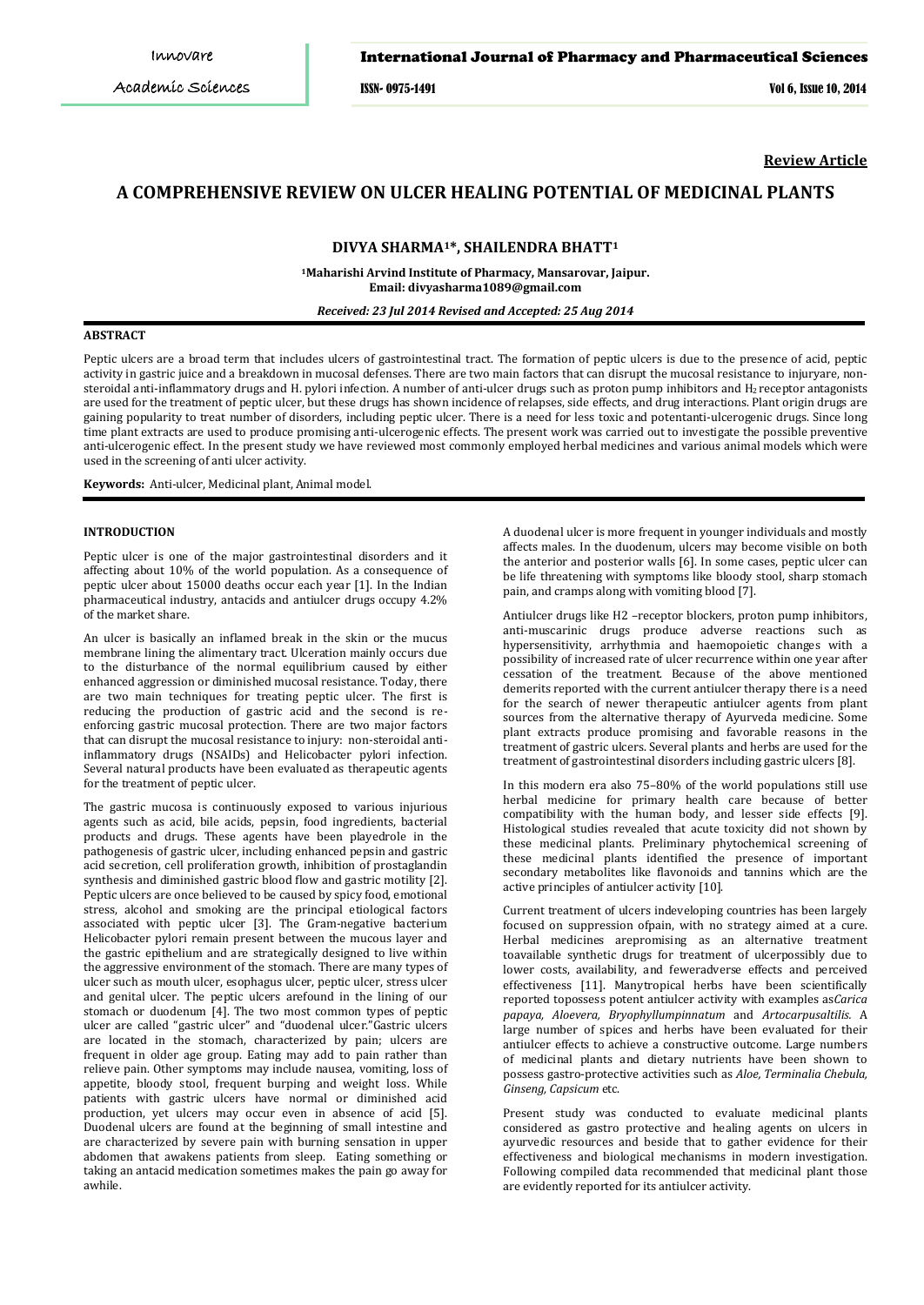**Review Article**

# A COMPREHENSIVE REVIEW ON ULCER HEALING POTENTIAL OF MEDICINAL PLANTS

**DIVYA SHARMA[1]*, SHAILENDRA BHATT[1]**

[1]Maharishi Arvind Institute of Pharmacy, Mansarovar, Jaipur.
Email: divyasharma1089@gmail.com

*Received: 23 Jul 2014 Revised and Accepted: 25 Aug 2014*

## ABSTRACT

Peptic ulcers are a broad term that includes ulcers of gastrointestinal tract. The formation of peptic ulcers is due to the presence of acid, peptic activity in gastric juice and a breakdown in mucosal defenses. There are two main factors that can disrupt the mucosal resistance to injuryare, non-steroidal anti-inflammatory drugs and H. pylori infection. A number of anti-ulcer drugs such as proton pump inhibitors and $H_2$ receptor antagonists are used for the treatment of peptic ulcer, but these drugs has shown incidence of relapses, side effects, and drug interactions. Plant origin drugs are gaining popularity to treat number of disorders, including peptic ulcer. There is a need for less toxic and potentanti-ulcerogenic drugs. Since long time plant extracts are used to produce promising anti-ulcerogenic effects. The present work was carried out to investigate the possible preventive anti-ulcerogenic effect. In the present study we have reviewed most commonly employed herbal medicines and various animal models which were used in the screening of anti ulcer activity.

**Keywords:** Anti-ulcer, Medicinal plant, Animal model.

## INTRODUCTION

Peptic ulcer is one of the major gastrointestinal disorders and it affecting about 10% of the world population. As a consequence of peptic ulcer about 15000 deaths occur each year [1]. In the Indian pharmaceutical industry, antacids and antiulcer drugs occupy 4.2% of the market share.

An ulcer is basically an inflamed break in the skin or the mucus membrane lining the alimentary tract. Ulceration mainly occurs due to the disturbance of the normal equilibrium caused by either enhanced aggression or diminished mucosal resistance. Today, there are two main techniques for treating peptic ulcer. The first is reducing the production of gastric acid and the second is re-enforcing gastric mucosal protection. There are two major factors that can disrupt the mucosal resistance to injury: non-steroidal anti-inflammatory drugs (NSAIDs) and Helicobacter pylori infection. Several natural products have been evaluated as therapeutic agents for the treatment of peptic ulcer.

The gastric mucosa is continuously exposed to various injurious agents such as acid, bile acids, pepsin, food ingredients, bacterial products and drugs. These agents have been playedrole in the pathogenesis of gastric ulcer, including enhanced pepsin and gastric acid secretion, cell proliferation growth, inhibition of prostaglandin synthesis and diminished gastric blood flow and gastric motility [2]. Peptic ulcers are once believed to be caused by spicy food, emotional stress, alcohol and smoking are the principal etiological factors associated with peptic ulcer [3]. The Gram-negative bacterium Helicobacter pylori remain present between the mucous layer and the gastric epithelium and are strategically designed to live within the aggressive environment of the stomach. There are many types of ulcer such as mouth ulcer, esophagus ulcer, peptic ulcer, stress ulcer and genital ulcer. The peptic ulcers arefound in the lining of our stomach or duodenum [4]. The two most common types of peptic ulcer are called "gastric ulcer" and "duodenal ulcer."Gastric ulcers are located in the stomach, characterized by pain; ulcers are frequent in older age group. Eating may add to pain rather than relieve pain. Other symptoms may include nausea, vomiting, loss of appetite, bloody stool, frequent burping and weight loss. While patients with gastric ulcers have normal or diminished acid production, yet ulcers may occur even in absence of acid [5]. Duodenal ulcers are found at the beginning of small intestine and are characterized by severe pain with burning sensation in upper abdomen that awakens patients from sleep. Eating something or taking an antacid medication sometimes makes the pain go away for awhile.

A duodenal ulcer is more frequent in younger individuals and mostly affects males. In the duodenum, ulcers may become visible on both the anterior and posterior walls [6]. In some cases, peptic ulcer can be life threatening with symptoms like bloody stool, sharp stomach pain, and cramps along with vomiting blood [7].

Antiulcer drugs like H2 –receptor blockers, proton pump inhibitors, anti-muscarinic drugs produce adverse reactions such as hypersensitivity, arrhythmia and haemopoietic changes with a possibility of increased rate of ulcer recurrence within one year after cessation of the treatment. Because of the above mentioned demerits reported with the current antiulcer therapy there is a need for the search of newer therapeutic antiulcer agents from plant sources from the alternative therapy of Ayurveda medicine. Some plant extracts produce promising and favorable reasons in the treatment of gastric ulcers. Several plants and herbs are used for the treatment of gastrointestinal disorders including gastric ulcers [8].

In this modern era also 75–80% of the world populations still use herbal medicine for primary health care because of better compatibility with the human body, and lesser side effects [9]. Histological studies revealed that acute toxicity did not shown by these medicinal plants. Preliminary phytochemical screening of these medicinal plants identified the presence of important secondary metabolites like flavonoids and tannins which are the active principles of antiulcer activity [10].

Current treatment of ulcers indeveloping countries has been largely focused on suppression ofpain, with no strategy aimed at a cure. Herbal medicines arepromising as an alternative treatment toavailable synthetic drugs for treatment of ulcerpossibly due to lower costs, availability, and feweradverse effects and perceived effectiveness [11]. Manytropical herbs have been scientifically reported topossess potent antiulcer activity with examples as*Carica papaya, Aloevera, Bryophyllumpinnatum* and *Artocarpusaltilis.* A large number of spices and herbs have been evaluated for their antiulcer effects to achieve a constructive outcome. Large numbers of medicinal plants and dietary nutrients have been shown to possess gastro-protective activities such as *Aloe, Terminalia Chebula, Ginseng, Capsicum* etc.

Present study was conducted to evaluate medicinal plants considered as gastro protective and healing agents on ulcers in ayurvedic resources and beside that to gather evidence for their effectiveness and biological mechanisms in modern investigation. Following compiled data recommended that medicinal plant those are evidently reported for its antiulcer activity.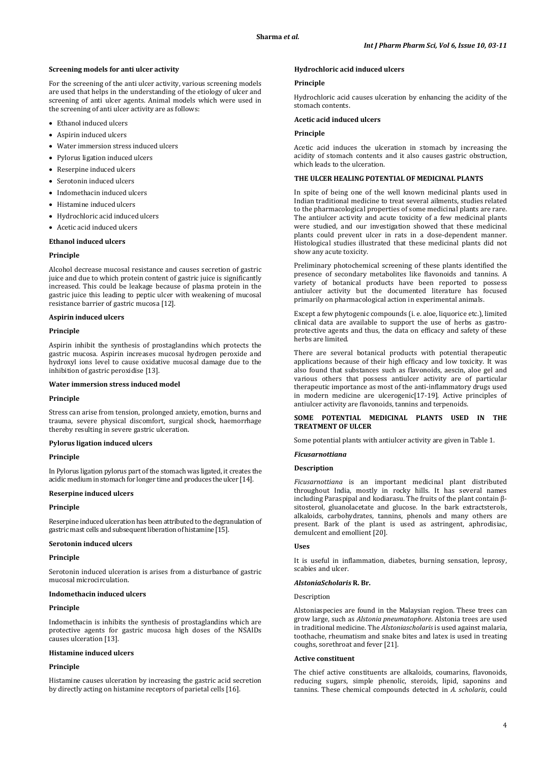### Screening models for anti ulcer activity

For the screening of the anti ulcer activity, various screening models are used that helps in the understanding of the etiology of ulcer and screening of anti ulcer agents. Animal models which were used in the screening of anti ulcer activity are as follows:

- Ethanol induced ulcers
- Aspirin induced ulcers
- Water immersion stress induced ulcers
- Pylorus ligation induced ulcers
- Reserpine induced ulcers
- Serotonin induced ulcers
- Indomethacin induced ulcers
- Histamine induced ulcers
- Hydrochloric acid induced ulcers
- Acetic acid induced ulcers

### Ethanol induced ulcers

#### Principle

Alcohol decrease mucosal resistance and causes secretion of gastric juice and due to which protein content of gastric juice is significantly increased. This could be leakage because of plasma protein in the gastric juice this leading to peptic ulcer with weakening of mucosal resistance barrier of gastric mucosa [12].

### Aspirin induced ulcers

#### Principle

Aspirin inhibit the synthesis of prostaglandins which protects the gastric mucosa. Aspirin increases mucosal hydrogen peroxide and hydroxyl ions level to cause oxidative mucosal damage due to the inhibition of gastric peroxidise [13].

### Water immersion stress induced model

#### Principle

Stress can arise from tension, prolonged anxiety, emotion, burns and trauma, severe physical discomfort, surgical shock, haemorrhage thereby resulting in severe gastric ulceration.

### Pylorus ligation induced ulcers

#### Principle

In Pylorus ligation pylorus part of the stomach was ligated, it creates the acidic medium in stomach for longer time and produces the ulcer [14].

### Reserpine induced ulcers

#### Principle

Reserpine induced ulceration has been attributed to the degranulation of gastric mast cells and subsequent liberation of histamine [15].

### Serotonin induced ulcers

#### Principle

Serotonin induced ulceration is arises from a disturbance of gastric mucosal microcirculation.

### Indomethacin induced ulcers

#### Principle

Indomethacin is inhibits the synthesis of prostaglandins which are protective agents for gastric mucosa high doses of the NSAIDs causes ulceration [13].

### Histamine induced ulcers

#### Principle

Histamine causes ulceration by increasing the gastric acid secretion by directly acting on histamine receptors of parietal cells [16].

### Hydrochloric acid induced ulcers

#### Principle

Hydrochloric acid causes ulceration by enhancing the acidity of the stomach contents.

### Acetic acid induced ulcers

#### Principle

Acetic acid induces the ulceration in stomach by increasing the acidity of stomach contents and it also causes gastric obstruction, which leads to the ulceration.

## THE ULCER HEALING POTENTIAL OF MEDICINAL PLANTS

In spite of being one of the well known medicinal plants used in Indian traditional medicine to treat several ailments, studies related to the pharmacological properties of some medicinal plants are rare. The antiulcer activity and acute toxicity of a few medicinal plants were studied, and our investigation showed that these medicinal plants could prevent ulcer in rats in a dose-dependent manner. Histological studies illustrated that these medicinal plants did not show any acute toxicity.

Preliminary photochemical screening of these plants identified the presence of secondary metabolites like flavonoids and tannins. A variety of botanical products have been reported to possess antiulcer activity but the documented literature has focused primarily on pharmacological action in experimental animals.

Except a few phytogenic compounds (i. e. aloe, liquorice etc.), limited clinical data are available to support the use of herbs as gastro-protective agents and thus, the data on efficacy and safety of these herbs are limited.

There are several botanical products with potential therapeutic applications because of their high efficacy and low toxicity. It was also found that substances such as flavonoids, aescin, aloe gel and various others that possess antiulcer activity are of particular therapeutic importance as most of the anti-inflammatory drugs used in modern medicine are ulcerogenic[17-19]. Active principles of antiulcer activity are flavonoids, tannins and terpenoids.

## SOME POTENTIAL MEDICINAL PLANTS USED IN THE TREATMENT OF ULCER

Some potential plants with antiulcer activity are given in Table 1.

### *Ficusarnottiana*

#### Description

*Ficusarnottiana* is an important medicinal plant distributed throughout India, mostly in rocky hills. It has several names including Paraspipal and kodiarasu. The fruits of the plant contain β-sitosterol, gluanolacetate and glucose. In the bark extractsterols, alkaloids, carbohydrates, tannins, phenols and many others are present. Bark of the plant is used as astringent, aphrodisiac, demulcent and emollient [20].

#### Uses

It is useful in inflammation, diabetes, burning sensation, leprosy, scabies and ulcer.

### *AlstoniaScholaris* R. Br.

Description

Alstoniaspecies are found in the Malaysian region. These trees can grow large, such as *Alstonia pneumatophore*. Alstonia trees are used in traditional medicine. The *Alstoniascholaris* is used against malaria, toothache, rheumatism and snake bites and latex is used in treating coughs, sorethroat and fever [21].

#### Active constituent

The chief active constituents are alkaloids, coumarins, flavonoids, reducing sugars, simple phenolic, steroids, lipid, saponins and tannins. These chemical compounds detected in *A. scholaris*, could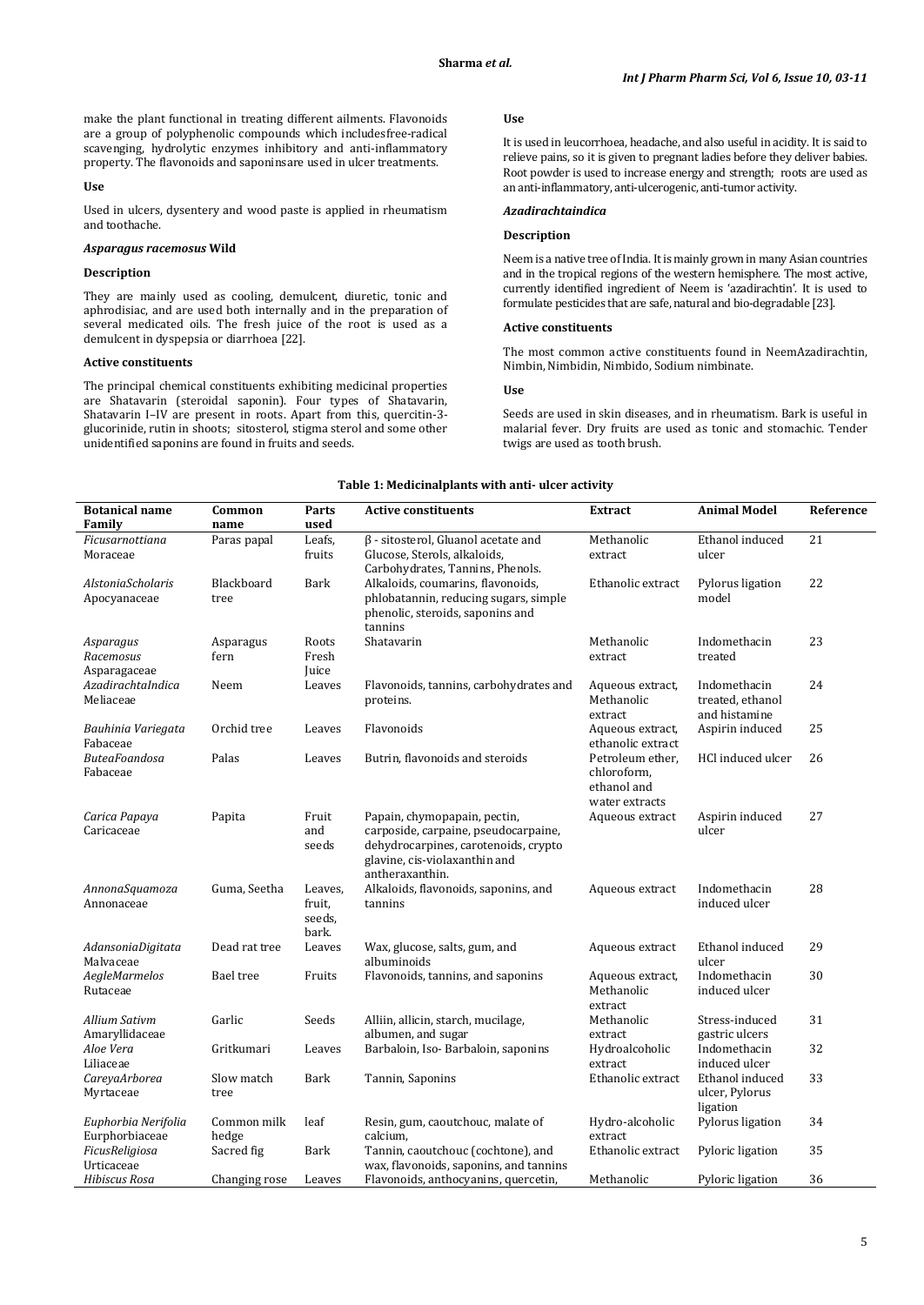make the plant functional in treating different ailments. Flavonoids are a group of polyphenolic compounds which includesfree-radical scavenging, hydrolytic enzymes inhibitory and anti-inflammatory property. The flavonoids and saponinsare used in ulcer treatments.

#### Use

Used in ulcers, dysentery and wood paste is applied in rheumatism and toothache.

### *Asparagus racemosus* Wild

#### Description

They are mainly used as cooling, demulcent, diuretic, tonic and aphrodisiac, and are used both internally and in the preparation of several medicated oils. The fresh juice of the root is used as a demulcent in dyspepsia or diarrhoea [22].

#### Active constituents

The principal chemical constituents exhibiting medicinal properties are Shatavarin (steroidal saponin). Four types of Shatavarin, Shatavarin I–IV are present in roots. Apart from this, quercitin-3-glucorinide, rutin in shoots; sitosterol, stigma sterol and some other unidentified saponins are found in fruits and seeds.

#### Use

It is used in leucorrhoea, headache, and also useful in acidity. It is said to relieve pains, so it is given to pregnant ladies before they deliver babies. Root powder is used to increase energy and strength; roots are used as an anti-inflammatory, anti-ulcerogenic, anti-tumor activity.

### *Azadirachtaindica*

#### Description

Neem is a native tree of India. It is mainly grown in many Asian countries and in the tropical regions of the western hemisphere. The most active, currently identified ingredient of Neem is 'azadirachtin'. It is used to formulate pesticides that are safe, natural and bio-degradable [23].

#### Active constituents

The most common active constituents found in NeemAzadirachtin, Nimbin, Nimbidin, Nimbido, Sodium nimbinate.

#### Use

Seeds are used in skin diseases, and in rheumatism. Bark is useful in malarial fever. Dry fruits are used as tonic and stomachic. Tender twigs are used as tooth brush.

**Table 1: Medicinalplants with anti- ulcer activity**

| Botanical name Family | Common name | Parts used | Active constituents | Extract | Animal Model | Reference |
|---|---|---|---|---|---|---|
| *Ficusarnottiana* Moraceae | Paras papal | Leafs, fruits | β - sitosterol, Gluanol acetate and Glucose, Sterols, alkaloids, Carbohydrates, Tannins, Phenols. | Methanolic extract | Ethanol induced ulcer | 21 |
| *AlstoniaScholaris* Apocynaceae | Blackboard tree | Bark | Alkaloids, coumarins, flavonoids, phlobatannin, reducing sugars, simple phenolic, steroids, saponins and tannins | Ethanolic extract | Pylorus ligation model | 22 |
| *Asparagus Racemosus* Asparagaceae | Asparagus fern | Roots Fresh Juice | Shatavarin | Methanolic extract | Indomethacin treated | 23 |
| *AzadirachtaIndica* Meliaceae | Neem | Leaves | Flavonoids, tannins, carbohydrates and proteins. | Aqueous extract, Methanolic extract | Indomethacin treated, ethanol and histamine | 24 |
| *Bauhinia Variegata* Fabaceae | Orchid tree | Leaves | Flavonoids | Aqueous extract, ethanolic extract | Aspirin induced | 25 |
| *ButeaFoandosa* Fabaceae | Palas | Leaves | Butrin, flavonoids and steroids | Petroleum ether, chloroform, ethanol and water extracts | HCl induced ulcer | 26 |
| *Carica Papaya* Caricaceae | Papita | Fruit and seeds | Papain, chymopapain, pectin, carposide, carpaine, pseudocarpaine, dehydrocarpines, carotenoids, crypto glavine, cis-violaxanthin and antheraxanthin. | Aqueous extract | Aspirin induced ulcer | 27 |
| *AnnonaSquamoza* Annonaceae | Guma, Seetha | Leaves, fruit, seeds, bark. | Alkaloids, flavonoids, saponins, and tannins | Aqueous extract | Indomethacin induced ulcer | 28 |
| *AdansoniaDigitata* Malvaceae | Dead rat tree | Leaves | Wax, glucose, salts, gum, and albuminoids | Aqueous extract | Ethanol induced ulcer | 29 |
| *AegleMarmelos* Rutaceae | Bael tree | Fruits | Flavonoids, tannins, and saponins | Aqueous extract, Methanolic extract | Indomethacin induced ulcer | 30 |
| *Allium Sativm* Amaryllidaceae | Garlic | Seeds | Alliin, allicin, starch, mucilage, albumen, and sugar | Methanolic extract | Stress-induced gastric ulcers | 31 |
| *Aloe Vera* Liliaceae | Gritkumari | Leaves | Barbaloin, Iso- Barbaloin, saponins | Hydroalcoholic extract | Indomethacin induced ulcer | 32 |
| *CareyaArborea* Myrtaceae | Slow match tree | Bark | Tannin, Saponins | Ethanolic extract | Ethanol induced ulcer, Pylorus ligation | 33 |
| *Euphorbia Nerifolia* Eurphorbiaceae | Common milk hedge | leaf | Resin, gum, caoutchouc, malate of calcium, | Hydro-alcoholic extract | Pylorus ligation | 34 |
| *FicusReligiosa* Urticaceae | Sacred fig | Bark | Tannin, caoutchouc (cochtone), and wax, flavonoids, saponins, and tannins | Ethanolic extract | Pyloric ligation | 35 |
| *Hibiscus Rosa* | Changing rose | Leaves | Flavonoids, anthocyanins, quercetin, | Methanolic | Pyloric ligation | 36 |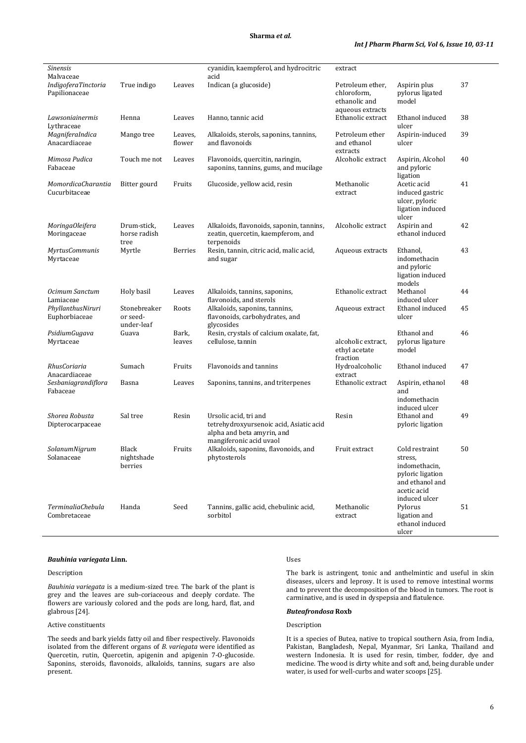| | | | | | | |
|---|---|---|---|---|---|---|
| *Sinensis* Malvaceae | | | cyanidin, kaempferol, and hydrocitric acid | extract | | |
| *IndigoferaTinctoria* Papilionaceae | True indigo | Leaves | Indican (a glucoside) | Petroleum ether, chloroform, ethanolic and aqueous extracts | Aspirin plus pylorus ligated model | 37 |
| *Lawsoniainermis* Lythraceae | Henna | Leaves | Hanno, tannic acid | Ethanolic extract | Ethanol induced ulcer | 38 |
| *MagniferaIndica* Anacardiaceae | Mango tree | Leaves, flower | Alkaloids, sterols, saponins, tannins, and flavonoids | Petroleum ether and ethanol extracts | Aspirin-induced ulcer | 39 |
| *Mimosa Pudica* Fabaceae | Touch me not | Leaves | Flavonoids, quercitin, naringin, saponins, tannins, gums, and mucilage | Alcoholic extract | Aspirin, Alcohol and pyloric ligation | 40 |
| *MomordicaCharantia* Cucurbitaceae | Bitter gourd | Fruits | Glucoside, yellow acid, resin | Methanolic extract | Acetic acid induced gastric ulcer, pyloric ligation induced ulcer | 41 |
| *MoringaOleifera* Moringaceae | Drum-stick, horse radish tree | Leaves | Alkaloids, flavonoids, saponin, tannins, zeatin, quercetin, kaempferom, and terpenoids | Alcoholic extract | Aspirin and ethanol induced | 42 |
| *MyrtusCommunis* Myrtaceae | Myrtle | Berries | Resin, tannin, citric acid, malic acid, and sugar | Aqueous extracts | Ethanol, indomethacin and pyloric ligation induced models | 43 |
| *Ocimum Sanctum* Lamiaceae | Holy basil | Leaves | Alkaloids, tannins, saponins, flavonoids, and sterols | Ethanolic extract | Methanol induced ulcer | 44 |
| *PhyllanthusNiruri* Euphorbiaceae | Stonebreaker or seed-under-leaf | Roots | Alkaloids, saponins, tannins, flavonoids, carbohydrates, and glycosides | Aqueous extract | Ethanol induced ulcer | 45 |
| *PsidiumGugava* Myrtaceae | Guava | Bark, leaves | Resin, crystals of calcium oxalate, fat, cellulose, tannin | alcoholic extract, ethyl acetate fraction | Ethanol and pylorus ligature model | 46 |
| *RhusCoriaria* Anacardiaceae | Sumach | Fruits | Flavonoids and tannins | Hydroalcoholic extract | Ethanol induced | 47 |
| *Sesbaniagrandiflora* Fabaceae | Basna | Leaves | Saponins, tannins, and triterpenes | Ethanolic extract | Aspirin, ethanol and indomethacin induced ulcer | 48 |
| *Shorea Robusta* Dipterocarpaceae | Sal tree | Resin | Ursolic acid, tri and tetrehydroxyursenoic acid, Asiatic acid alpha and beta amyrin, and mangiferonic acid uvaol | Resin | Ethanol and pyloric ligation | 49 |
| *SolanumNigrum* Solanaceae | Black nightshade berries | Fruits | Alkaloids, saponins, flavonoids, and phytosterols | Fruit extract | Cold restraint stress, indomethacin, pyloric ligation and ethanol and acetic acid induced ulcer | 50 |
| *TerminaliaChebula* Combretaceae | Handa | Seed | Tannins, gallic acid, chebulinic acid, sorbitol | Methanolic extract | Pylorus ligation and ethanol induced ulcer | 51 |

### *Bauhinia variegata* Linn.

#### Description

*Bauhinia variegata* is a medium-sized tree. The bark of the plant is grey and the leaves are sub-coriaceous and deeply cordate. The flowers are variously colored and the pods are long, hard, flat, and glabrous [24].

#### Active constituents

The seeds and bark yields fatty oil and fiber respectively. Flavonoids isolated from the different organs of *B. variegata* were identified as Quercetin, rutin, Quercetin, apigenin and apigenin 7-O-glucoside. Saponins, steroids, flavonoids, alkaloids, tannins, sugars are also present.

#### Uses

The bark is astringent, tonic and anthelmintic and useful in skin diseases, ulcers and leprosy. It is used to remove intestinal worms and to prevent the decomposition of the blood in tumors. The root is carminative, and is used in dyspepsia and flatulence.

### *Buteafrondosa* Roxb

#### Description

It is a species of Butea, native to tropical southern Asia, from India, Pakistan, Bangladesh, Nepal, Myanmar, Sri Lanka, Thailand and western Indonesia. It is used for resin, timber, fodder, dye and medicine. The wood is dirty white and soft and, being durable under water, is used for well-curbs and water scoops [25].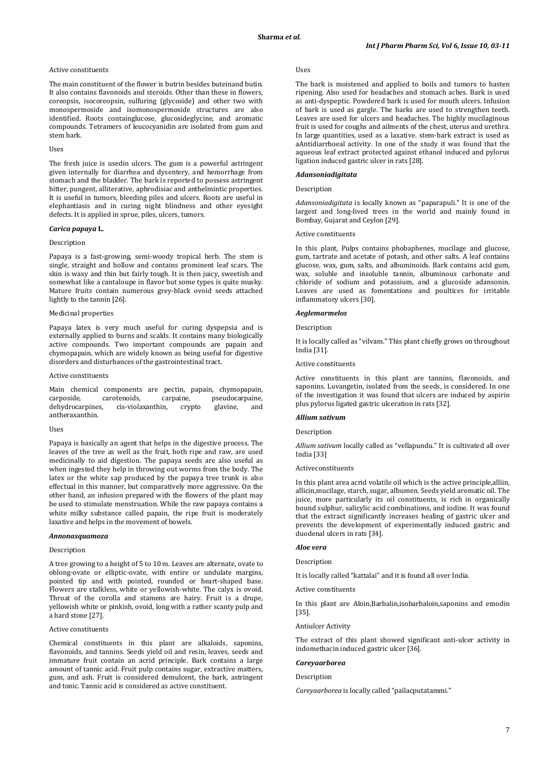Active constituents

The main constituent of the flower is butrin besides buteinand butin. It also contains flavonoids and steroids. Other than these in flowers, coreopsis, isocoreopsin, sulfuring (glycoside) and other two with monospermoside and isomonospermoside structures are also identified. Roots containglucose, glucosideglycine, and aromatic compounds. Tetramers of leucocyanidin are isolated from gum and stem bark.

Uses

The fresh juice is usedin ulcers. The gum is a powerful astringent given internally for diarrhea and dysentery, and hemorrhage from stomach and the bladder. The bark is reported to possess astringent bitter, pungent, alliterative, aphrodisiac and anthelmintic properties. It is useful in tumors, bleeding piles and ulcers. Roots are useful in elephantiasis and in curing night blindness and other eyesight defects. It is applied in sprue, piles, ulcers, tumors.

### *Carica papaya* L.

Description

Papaya is a fast-growing, semi-woody tropical herb. The stem is single, straight and hollow and contains prominent leaf scars. The skin is waxy and thin but fairly tough. It is then juicy, sweetish and somewhat like a cantaloupe in flavor but some types is quite musky. Mature fruits contain numerous grey-black ovoid seeds attached lightly to the tannin [26].

Medicinal properties

Papaya latex is very much useful for curing dyspepsia and is externally applied to burns and scalds. It contains many biologically active compounds. Two important compounds are papain and chymopapain, which are widely known as being useful for digestive disorders and disturbances of the gastrointestinal tract.

Active constituents

Main chemical components are pectin, papain, chymopapain, carposide, carotenoids, carpaine, pseudocarpaine, dehydrocarpines, cis-violaxanthin, crypto glavine, and antheraxanthin.

Uses

Papaya is basically an agent that helps in the digestive process. The leaves of the tree as well as the fruit, both ripe and raw, are used medicinally to aid digestion. The papaya seeds are also useful as when ingested they help in throwing out worms from the body. The latex or the white sap produced by the papaya tree trunk is also effectual in this manner, but comparatively more aggressive. On the other hand, an infusion prepared with the flowers of the plant may be used to stimulate menstruation. While the raw papaya contains a white milky substance called papain, the ripe fruit is moderately laxative and helps in the movement of bowels.

### *Annonasquamoza*

Description

A tree growing to a height of 5 to 10 m. Leaves are alternate, ovate to oblong-ovate or elliptic-ovate, with entire or undulate margins, pointed tip and with pointed, rounded or heart-shaped base. Flowers are stalkless, white or yellowish-white. The calyx is ovoid. Throat of the corolla and stamens are hairy. Fruit is a drupe, yellowish white or pinkish, ovoid, long with a rather scanty pulp and a hard stone [27].

Active constituents

Chemical constituents in this plant are alkaloids, saponins, flavonoids, and tannins. Seeds yield oil and resin, leaves, seeds and immature fruit contain an acrid principle. Bark contains a large amount of tannic acid. Fruit pulp contains sugar, extractive matters, gum, and ash. Fruit is considered demulcent, the bark, astringent and tonic. Tannic acid is considered as active constituent.

Uses

The bark is moistened and applied to boils and tumors to hasten ripening. Also used for headaches and stomach aches. Bark is used as anti-dyspeptic. Powdered bark is used for mouth ulcers. Infusion of bark is used as gargle. The barks are used to strengthen teeth. Leaves are used for ulcers and headaches. The highly mucilaginous fruit is used for coughs and ailments of the chest, uterus and urethra. In large quantities, used as a laxative. stem-bark extract is used as aAntidiarrhoeal activity. In one of the study it was found that the aqueous leaf extract protected against ethanol induced and pylorus ligation induced gastric ulcer in rats [28].

### *Adansoniadigitata*

Description

*Adansoniadigitata* is locally known as "paparapuli." It is one of the largest and long-lived trees in the world and mainly found in Bombay, Gujarat and Ceylon [29].

Active constituents

In this plant, Pulps contains phobaphenes, mucilage and glucose, gum, tartrate and acetate of potash, and other salts. A leaf contains glucose, wax, gum, salts, and albuminoids. Bark contains acid gum, wax, soluble and insoluble tannin, albuminous carbonate and chloride of sodium and potassium, and a glucoside adansonin. Leaves are used as fomentations and poultices for irritable inflammatory ulcers [30].

### *Aeglemarmelos*

Description

It is locally called as "vilvam." This plant chiefly grows on throughout India [31].

Active constituents

Active constituents in this plant are tannins, flavonoids, and saponins. Luvangetin, isolated from the seeds, is considered. In one of the investigation it was found that ulcers are induced by aspirin plus pylorus ligated gastric ulceration in rats [32].

### *Allium sativum*

Description

*Allium sativum* locally called as "vellapundu." It is cultivated all over India [33]

Activeconstituents

In this plant area acrid volatile oil which is the active principle,alliin, allicin,mucilage, starch, sugar, albumen. Seeds yield aromatic oil. The juice, more particularly its oil constituents, is rich in organically bound sulphur, salicylic acid combinations, and iodine. It was found that the extract significantly increases healing of gastric ulcer and prevents the development of experimentally induced gastric and duodenal ulcers in rats [34].

### *Aloe vera*

Description

It is locally called "kattalai" and it is found all over India.

Active constituents

In this plant are Aloin,Barbalin,isobarbaloin,saponins and emodin [35].

Antiulcer Activity

The extract of this plant showed significant anti-ulcer activity in indomethacin induced gastric ulcer [36].

### *Careyaarborea*

Description

*Careyaarborea* is locally called "pailacputatammi."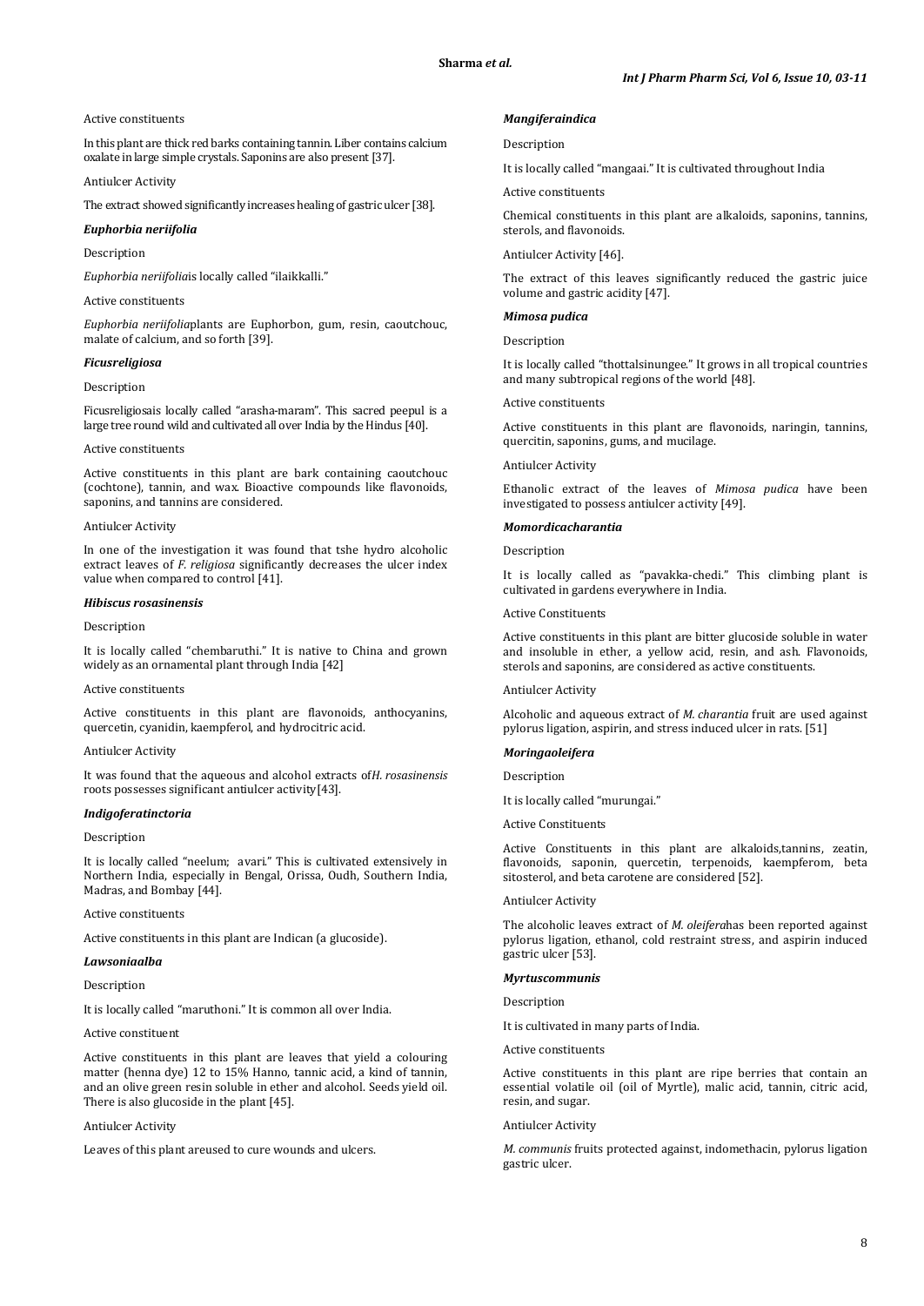Active constituents

In this plant are thick red barks containing tannin. Liber contains calcium oxalate in large simple crystals. Saponins are also present [37].

Antiulcer Activity

The extract showed significantly increases healing of gastric ulcer [38].

### *Euphorbia neriifolia*

Description

*Euphorbia neriifolia*is locally called "ilaikkalli."

Active constituents

*Euphorbia neriifolia*plants are Euphorbon, gum, resin, caoutchouc, malate of calcium, and so forth [39].

### *Ficusreligiosa*

Description

Ficusreligiosais locally called "arasha-maram". This sacred peepul is a large tree round wild and cultivated all over India by the Hindus [40].

Active constituents

Active constituents in this plant are bark containing caoutchouc (cochtone), tannin, and wax. Bioactive compounds like flavonoids, saponins, and tannins are considered.

Antiulcer Activity

In one of the investigation it was found that tshe hydro alcoholic extract leaves of *F. religiosa* significantly decreases the ulcer index value when compared to control [41].

### *Hibiscus rosasinensis*

Description

It is locally called "chembaruthi." It is native to China and grown widely as an ornamental plant through India [42]

Active constituents

Active constituents in this plant are flavonoids, anthocyanins, quercetin, cyanidin, kaempferol, and hydrocitric acid.

Antiulcer Activity

It was found that the aqueous and alcohol extracts of*H. rosasinensis* roots possesses significant antiulcer activity[43].

### *Indigoferatinctoria*

Description

It is locally called "neelum; avari." This is cultivated extensively in Northern India, especially in Bengal, Orissa, Oudh, Southern India, Madras, and Bombay [44].

Active constituents

Active constituents in this plant are Indican (a glucoside).

### *Lawsoniaalba*

Description

It is locally called "maruthoni." It is common all over India.

Active constituent

Active constituents in this plant are leaves that yield a colouring matter (henna dye) 12 to 15% Hanno, tannic acid, a kind of tannin, and an olive green resin soluble in ether and alcohol. Seeds yield oil. There is also glucoside in the plant [45].

Antiulcer Activity

Leaves of this plant areused to cure wounds and ulcers.

### *Mangiferaindica*

Description

It is locally called "mangaai." It is cultivated throughout India

Active constituents

Chemical constituents in this plant are alkaloids, saponins, tannins, sterols, and flavonoids.

Antiulcer Activity [46].

The extract of this leaves significantly reduced the gastric juice volume and gastric acidity [47].

### *Mimosa pudica*

Description

It is locally called "thottalsinungee." It grows in all tropical countries and many subtropical regions of the world [48].

Active constituents

Active constituents in this plant are flavonoids, naringin, tannins, quercitin, saponins, gums, and mucilage.

Antiulcer Activity

Ethanolic extract of the leaves of *Mimosa pudica* have been investigated to possess antiulcer activity [49].

### *Momordicacharantia*

Description

It is locally called as "pavakka-chedi." This climbing plant is cultivated in gardens everywhere in India.

Active Constituents

Active constituents in this plant are bitter glucoside soluble in water and insoluble in ether, a yellow acid, resin, and ash. Flavonoids, sterols and saponins, are considered as active constituents.

Antiulcer Activity

Alcoholic and aqueous extract of *M. charantia* fruit are used against pylorus ligation, aspirin, and stress induced ulcer in rats. [51]

### *Moringaoleifera*

Description

It is locally called "murungai."

Active Constituents

Active Constituents in this plant are alkaloids,tannins, zeatin, flavonoids, saponin, quercetin, terpenoids, kaempferom, beta sitosterol, and beta carotene are considered [52].

Antiulcer Activity

The alcoholic leaves extract of *M. oleifera*has been reported against pylorus ligation, ethanol, cold restraint stress, and aspirin induced gastric ulcer [53].

### *Myrtuscommunis*

Description

It is cultivated in many parts of India.

Active constituents

Active constituents in this plant are ripe berries that contain an essential volatile oil (oil of Myrtle), malic acid, tannin, citric acid, resin, and sugar.

Antiulcer Activity

*M. communis* fruits protected against, indomethacin, pylorus ligation gastric ulcer.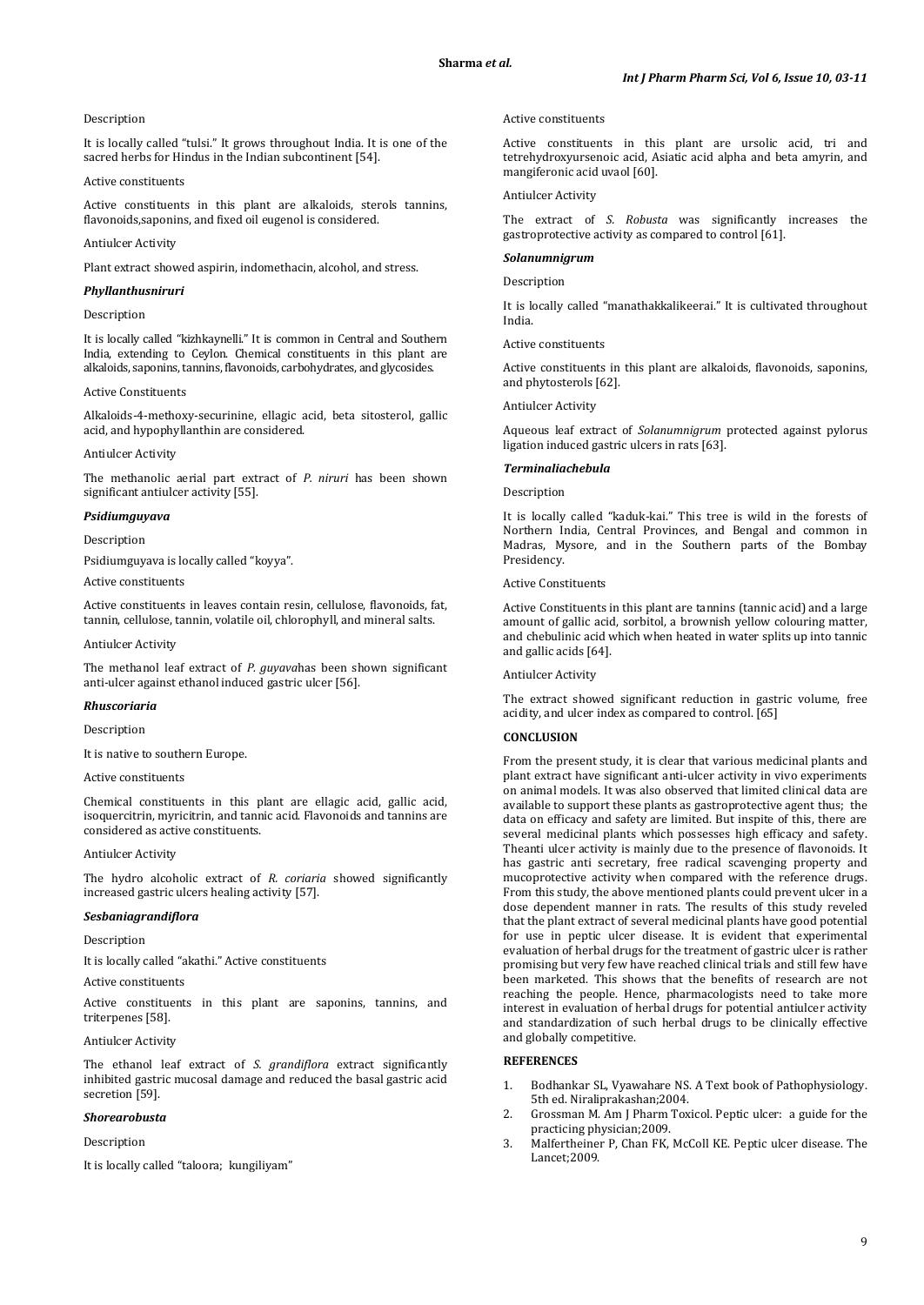Description

It is locally called "tulsi." It grows throughout India. It is one of the sacred herbs for Hindus in the Indian subcontinent [54].

Active constituents

Active constituents in this plant are alkaloids, sterols tannins, flavonoids,saponins, and fixed oil eugenol is considered.

Antiulcer Activity

Plant extract showed aspirin, indomethacin, alcohol, and stress.

***Phyllanthusniruri***

Description

It is locally called "kizhkaynelli." It is common in Central and Southern India, extending to Ceylon. Chemical constituents in this plant are alkaloids, saponins, tannins, flavonoids, carbohydrates, and glycosides.

Active Constituents

Alkaloids-4-methoxy-securinine, ellagic acid, beta sitosterol, gallic acid, and hypophyllanthin are considered.

Antiulcer Activity

The methanolic aerial part extract of *P. niruri* has been shown significant antiulcer activity [55].

***Psidiumguyava***

Description

Psidiumguyava is locally called "koyya".

Active constituents

Active constituents in leaves contain resin, cellulose, flavonoids, fat, tannin, cellulose, tannin, volatile oil, chlorophyll, and mineral salts.

Antiulcer Activity

The methanol leaf extract of *P. guyava*has been shown significant anti-ulcer against ethanol induced gastric ulcer [56].

***Rhuscoriaria***

Description

It is native to southern Europe.

Active constituents

Chemical constituents in this plant are ellagic acid, gallic acid, isoquercitrin, myricitrin, and tannic acid. Flavonoids and tannins are considered as active constituents.

Antiulcer Activity

The hydro alcoholic extract of *R. coriaria* showed significantly increased gastric ulcers healing activity [57].

***Sesbaniagrandiflora***

Description

It is locally called "akathi." Active constituents

Active constituents

Active constituents in this plant are saponins, tannins, and triterpenes [58].

Antiulcer Activity

The ethanol leaf extract of *S. grandiflora* extract significantly inhibited gastric mucosal damage and reduced the basal gastric acid secretion [59].

***Shorearobusta***

Description

It is locally called "taloora; kungiliyam"

Active constituents

Active constituents in this plant are ursolic acid, tri and tetrehydroxyursenoic acid, Asiatic acid alpha and beta amyrin, and mangiferonic acid uvaol [60].

Antiulcer Activity

The extract of *S. Robusta* was significantly increases the gastroprotective activity as compared to control [61].

***Solanumnigrum***

Description

It is locally called "manathakkalikeerai." It is cultivated throughout India.

Active constituents

Active constituents in this plant are alkaloids, flavonoids, saponins, and phytosterols [62].

Antiulcer Activity

Aqueous leaf extract of *Solanumnigrum* protected against pylorus ligation induced gastric ulcers in rats [63].

***Terminaliachebula***

Description

It is locally called "kaduk-kai." This tree is wild in the forests of Northern India, Central Provinces, and Bengal and common in Madras, Mysore, and in the Southern parts of the Bombay Presidency.

Active Constituents

Active Constituents in this plant are tannins (tannic acid) and a large amount of gallic acid, sorbitol, a brownish yellow colouring matter, and chebulinic acid which when heated in water splits up into tannic and gallic acids [64].

Antiulcer Activity

The extract showed significant reduction in gastric volume, free acidity, and ulcer index as compared to control. [65]

## CONCLUSION

From the present study, it is clear that various medicinal plants and plant extract have significant anti-ulcer activity in vivo experiments on animal models. It was also observed that limited clinical data are available to support these plants as gastroprotective agent thus; the data on efficacy and safety are limited. But inspite of this, there are several medicinal plants which possesses high efficacy and safety. Theanti ulcer activity is mainly due to the presence of flavonoids. It has gastric anti secretary, free radical scavenging property and mucoprotective activity when compared with the reference drugs. From this study, the above mentioned plants could prevent ulcer in a dose dependent manner in rats. The results of this study reveled that the plant extract of several medicinal plants have good potential for use in peptic ulcer disease. It is evident that experimental evaluation of herbal drugs for the treatment of gastric ulcer is rather promising but very few have reached clinical trials and still few have been marketed. This shows that the benefits of research are not reaching the people. Hence, pharmacologists need to take more interest in evaluation of herbal drugs for potential antiulcer activity and standardization of such herbal drugs to be clinically effective and globally competitive.

## REFERENCES

1. Bodhankar SL, Vyawahare NS. A Text book of Pathophysiology. 5th ed. Niraliprakashan;2004.
2. Grossman M. Am J Pharm Toxicol. Peptic ulcer: a guide for the practicing physician;2009.
3. Malfertheiner P, Chan FK, McColl KE. Peptic ulcer disease. The Lancet;2009.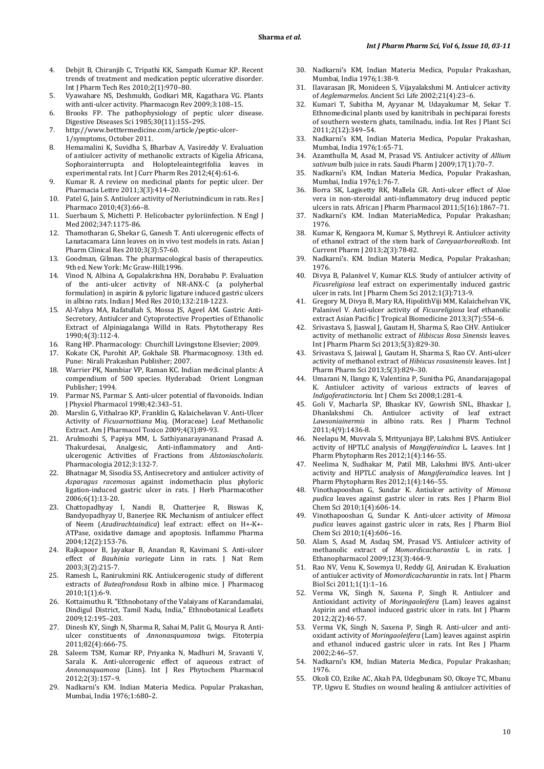4. Debjit B, Chiranjib C, Tripathi KK, Sampath Kumar KP. Recent trends of treatment and medication peptic ulcerative disorder. Int J Pharm Tech Res 2010;2(1):970–80.
5. Vyawahare NS, Deshmukh, Godkari MR, Kagathara VG. Plants with anti-ulcer activity. Pharmacogn Rev 2009;3:108–15.
6. Brooks FP. The pathophysiology of peptic ulcer disease. Digestive Diseases Sci 1985;30(11):15S–29S.
7. http://www.betttermedicine.com/article/peptic-ulcer-1/symptoms, October 2011.
8. Hemamalini K, Suvidha S, Bharbav A, Vasireddy V. Evaluation of antiulcer activity of methanolic extracts of Kigelia Africana, Sophorainterrupta and Holopteleaintegrifolia leaves in experimental rats. Int J Curr Pharm Res 2012;4(4):61-6.
9. Kumar R. A review on medicinal plants for peptic ulcer. Der Pharmacia Lettre 2011;3(3):414–20.
10. Patel G, Jain S. Antiulcer activity of Neriutnindicum in rats. Res J Pharmaco 2010;4(3):66–8.
11. Suerbaum S, Michetti P. Helicobacter pyloriinfection. N Engl J Med 2002;347:1175-86.
12. Thamotharan G, Shekar G, Ganesh T. Anti ulcerogenic effects of Lanatacamara Linn leaves on in vivo test models in rats. Asian J Pharm Clinical Res 2010;3(3):57-60.
13. Goodman, Gilman. The pharmacological basis of therapeutics. 9th ed. New York: Mc Graw-Hill;1996.
14. Vinod N, Albina A, Gopalakrishna HN, Dorababu P. Evaluation of the anti-ulcer activity of NR-ANX-C (a polyherbal formulation) in aspirin & pyloric ligature induced gastric ulcers in albino rats. Indian J Med Res 2010;132:218-1223.
15. Al-Yahya MA, Rafatullah S, Mossa JS, Ageel AM. Gastric Anti-Secretory, Antiulcer and Cytoprotective Properties of Ethanolic Extract of Alpiniagalanga Willd in Rats. Phytotherapy Res 1990;4(3):112-4.
16. Rang HP. Pharmacology: Churchill Livingstone Elsevier; 2009.
17. Kokate CK, Purohit AP, Gokhale SB. Pharmacognosy. 13th ed. Pune: Nirali Prakashan Publisher; 2007.
18. Warrier PK, Nambiar VP, Raman KC. Indian medicinal plants: A compendium of 500 species. Hyderabad: Orient Longman Publisher; 1994.
19. Parmar NS, Parmar S. Anti-ulcer potential of flavonoids. Indian J Physiol Pharmacol 1998;42:343–51.
20. Marslin G, Vithalrao KP, Franklin G, Kalaichelavan V. Anti-Ulcer Activity of *Ficusarnottiana* Miq. (Moraceae) Leaf Methanolic Extract. Am J Pharmacol Toxico 2009;4(3):89-93.
21. Arulmozhi S, Papiya MM, L Sathiyanarayananand Prasad A. Thakurdesai, Analgesic, Anti-inflammatory and Anti-ulcerogenic Activities of Fractions from *Alstoniascholaris*. Pharmacologia 2012;3:132-7.
22. Bhatnagar M, Sisodia SS, Antisecretory and antiulcer activity of *Asparagus racemosus* against indomethacin plus phyloric ligation-induced gastric ulcer in rats. J Herb Pharmacother 2006;6(1):13-20.
23. Chattopadhyay I, Nandi B, Chatterjee R, Biswas K, Bandyopadhyay U, Banerjee RK. Mechanism of antiulcer effect of Neem (*Azadirachtaindica*) leaf extract: effect on H+-K+-ATPase, oxidative damage and apoptosis. Inflammo Pharma 2004;12(2):153-76.
24. Rajkapoor B, Jayakar B, Anandan R, Kavimani S. Anti-ulcer effect of *Bauhinia variegate* Linn in rats. J Nat Rem 2003;3(2):215-7.
25. Ramesh L, Ranirukmini RK. Antiulcerogenic study of different extracts of *Buteafrondosa* Roxb in albino mice. J Pharmacog 2010;1(1):6-9.
26. Kottaimuthu R. "Ethnobotany of the Valaiyans of Karandamalai, Dindigul District, Tamil Nadu, India," Ethnobotanical Leaflets 2009;12:195–203.
27. Dinesh KY, Singh N, Sharma R, Sahai M, Palit G, Mourya R. Anti-ulcer constituents of *Annonasquamosa* twigs. Fitoterpia 2011;82(4):666-75.
28. Saleem TSM, Kumar RP, Priyanka N, Madhuri M, Sravanti V, Sarala K. Anti-ulcerogenic effect of aqueous extract of *Annonasquamosa* (Linn). Int J Res Phytochem Pharmacol 2012;2(3):157–9.
29. Nadkarni's KM. Indian Materia Medica. Popular Prakashan, Mumbai, India 1976;1:680–2.
30. Nadkarni's KM, Indian Materia Medica, Popular Prakashan, Mumbai, India 1976;1:38-9.
31. Ilavarasan JR, Monideen S, Vijayalakshmi M. Antiulcer activity of *Aeglemarmelos*. Ancient Sci Life 2002;21(4):23–6.
32. Kumari T, Subitha M, Ayyanar M, Udayakumar M, Sekar T. Ethnomedicinal plants used by kanitribals in pechiparai forests of southern western ghats, tamilnadu, india. Int Res J Plant Sci 2011;2(12):349–54.
33. Nadkarni's KM, Indian Materia Medica, Popular Prakashan, Mumbai, India 1976;1:65-71.
34. Azamthulla M, Asad M, Prasad VS. Antiulcer activity of *Allium sativum* bulb juice in rats. Saudi Pharm J 2009;17(1):70–7.
35. Nadkarni's KM, Indian Materia Medica, Popular Prakashan, Mumbai, India 1976;1:76-7.
36. Borra SK, Lagisetty RK, Mallela GR. Anti-ulcer effect of Aloe vera in non-steroidal anti-inflammatory drug induced peptic ulcers in rats. African J Pharm Pharmacol 2011;5(16):1867–71.
37. Nadkarni's KM. Indian MateriaMedica, Popular Prakashan; 1976.
38. Kumar K, Kengaora M, Kumar S, Mythreyi R. Antiulcer activity of ethanol extract of the stem bark of *Careyaarborea*Roxb. Int Current Pharm J 2013;2(3):78-82.
39. Nadkarni's. KM. Indian Materia Medica, Popular Prakashan; 1976.
40. Divya B, Palanivel V, Kumar KLS. Study of antiulcer activity of *Ficusreligiosa* leaf extract on experimentally induced gastric ulcer in rats. Int J Pharm Chem Sci 2012;1(3):713-9.
41. Gregory M, Divya B, Mary RA, HipolithViji MM, Kalaichelvan VK, Palanivel V. Anti-ulcer activity of *Ficusreligiosa* leaf ethanolic extract Asian Pacific J Tropical Biomedicine 2013;3(7):554–6.
42. Srivastava S, Jiaswal J, Gautam H, Sharma S, Rao CHV. Antiulcer activity of methanolic extract of *Hibiscus Rosa Sinensis* leaves. Int J Pharm Pharm Sci 2013;5(3):829-30.
43. Srivastava S, Jaiswal J, Gautam H, Sharma S, Rao CV. Anti-ulcer activity of methanol extract of *Hibiscus rosasinensis* leaves. Int J Pharm Pharm Sci 2013;5(3):829–30.
44. Umarani N, Ilango K, Valentina P, Sunitha PG, Anandarajagopal K. Antiulcer activity of various extracts of leaves of *Indigoferatinctoria*. Int J Chem Sci 2008;1:281-4.
45. Goli V, Macharla SP, Bhaskar KV, Gowrish SNL, Bhaskar J, Dhanlakshmi Ch. Antiulcer activity of leaf extract *Lawsoniainermis* in albino rats. Res J Pharm Technol 2011;4(9):1436-8.
46. Neelapu M, Muvvala S, Mrityunjaya BP, Lakshmi BVS. Antiulcer activity of HPTLC analysis of *Mangiferaindica* L. Leaves. Int J Pharm Phytopharm Res 2012;1(4):146-55.
47. Neelima N, Sudhakar M, Patil MB, Lakshmi BVS. Anti-ulcer activity and HPTLC analysis of *Mangiferaindica* leaves. Int J Pharm Phytopharm Res 2012;1(4):146–55.
48. Vinothapooshan G, Sundar K. Antiulcer activity of *Mimosa pudica* leaves against gastric ulcer in rats. Res J Pharm Biol Chem Sci 2010;1(4):606-14.
49. Vinothapooshan G, Sundar K. Anti-ulcer activity of *Mimosa pudica* leaves against gastric ulcer in rats, Res J Pharm Biol Chem Sci 2010;1(4):606–16.
50. Alam S, Asad M, Asdaq SM, Prasad VS. Antiulcer activity of methanolic extract of *Momordicacharantia* L in rats. J Ethanopharmacol 2009;123(3):464-9.
51. Rao NV, Venu K, Sowmya U, Reddy GJ, Anirudan K. Evaluation of antiulcer activity of *Momordicacharantia* in rats. Int J Pharm Biol Sci 2011;1(1):1–16.
52. Verma VK, Singh N, Saxena P, Singh R. Antiulcer and Antioxidant activity of *Moringaoleifera* (Lam) leaves against Aspirin and ethanol induced gastric ulcer in rats. Int J Pharm 2012;2(2):46-57.
53. Verma VK, Singh N, Saxena P, Singh R. Anti-ulcer and anti-oxidant activity of *Moringaoleifera* (Lam) leaves against aspirin and ethanol induced gastric ulcer in rats. Int Res J Pharm 2002;2:46–57.
54. Nadkarni's KM, Indian Materia Medica, Popular Prakashan; 1976.
55. Okoli CO, Ezike AC, Akah PA, Udegbunam SO, Okoye TC, Mbanu TP, Ugwu E. Studies on wound healing & antiulcer activities of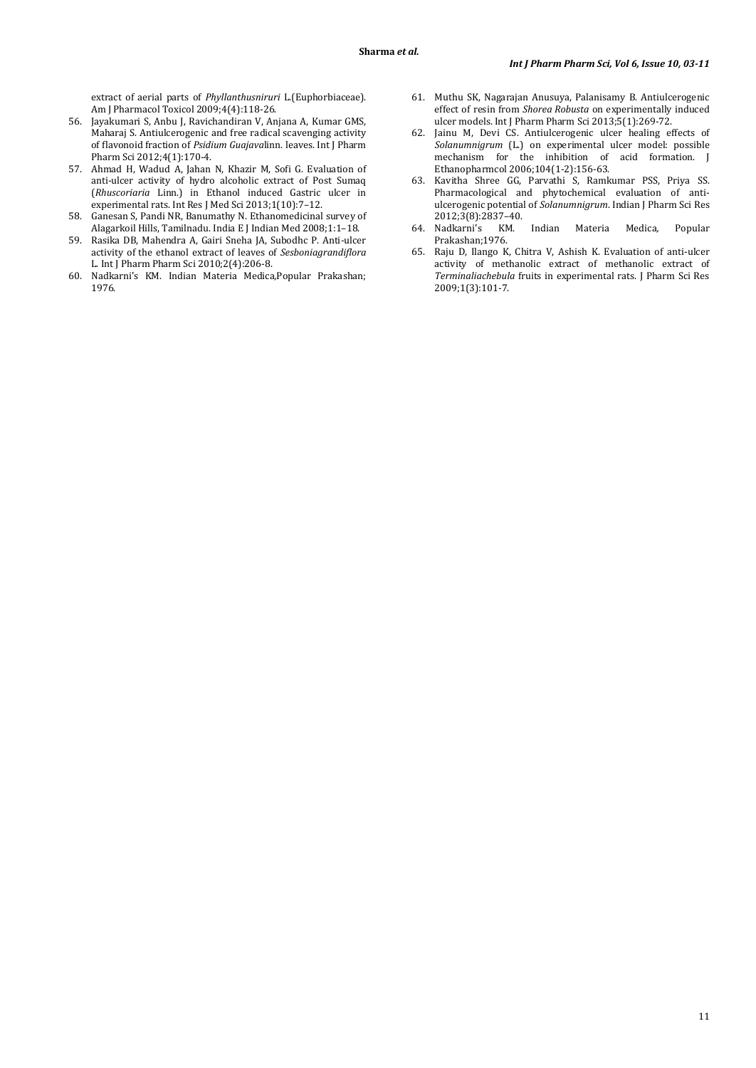extract of aerial parts of *Phyllanthusniruri* L.(Euphorbiaceae). Am J Pharmacol Toxicol 2009;4(4):118-26.

56. Jayakumari S, Anbu J, Ravichandiran V, Anjana A, Kumar GMS, Maharaj S. Antiulcerogenic and free radical scavenging activity of flavonoid fraction of *Psidium Guajava*linn. leaves. Int J Pharm Pharm Sci 2012;4(1):170-4.
57. Ahmad H, Wadud A, Jahan N, Khazir M, Sofi G. Evaluation of anti-ulcer activity of hydro alcoholic extract of Post Sumaq (*Rhuscoriaria* Linn.) in Ethanol induced Gastric ulcer in experimental rats. Int Res J Med Sci 2013;1(10):7–12.
58. Ganesan S, Pandi NR, Banumathy N. Ethanomedicinal survey of Alagarkoil Hills, Tamilnadu. India E J Indian Med 2008;1:1–18.
59. Rasika DB, Mahendra A, Gairi Sneha JA, Subodhc P. Anti-ulcer activity of the ethanol extract of leaves of *Sesboniagrandiflora* L. Int J Pharm Pharm Sci 2010;2(4):206-8.
60. Nadkarni's KM. Indian Materia Medica,Popular Prakashan; 1976.
61. Muthu SK, Nagarajan Anusuya, Palanisamy B. Antiulcerogenic effect of resin from *Shorea Robusta* on experimentally induced ulcer models. Int J Pharm Pharm Sci 2013;5(1):269-72.
62. Jainu M, Devi CS. Antiulcerogenic ulcer healing effects of *Solanumnigrum* (L.) on experimental ulcer model: possible mechanism for the inhibition of acid formation. J Ethanopharmcol 2006;104(1-2):156-63.
63. Kavitha Shree GG, Parvathi S, Ramkumar PSS, Priya SS. Pharmacological and phytochemical evaluation of anti-ulcerogenic potential of *Solanumnigrum*. Indian J Pharm Sci Res 2012;3(8):2837–40.
64. Nadkarni's KM. Indian Materia Medica, Popular Prakashan;1976.
65. Raju D, Ilango K, Chitra V, Ashish K. Evaluation of anti-ulcer activity of methanolic extract of methanolic extract of *Terminaliachebula* fruits in experimental rats. J Pharm Sci Res 2009;1(3):101-7.